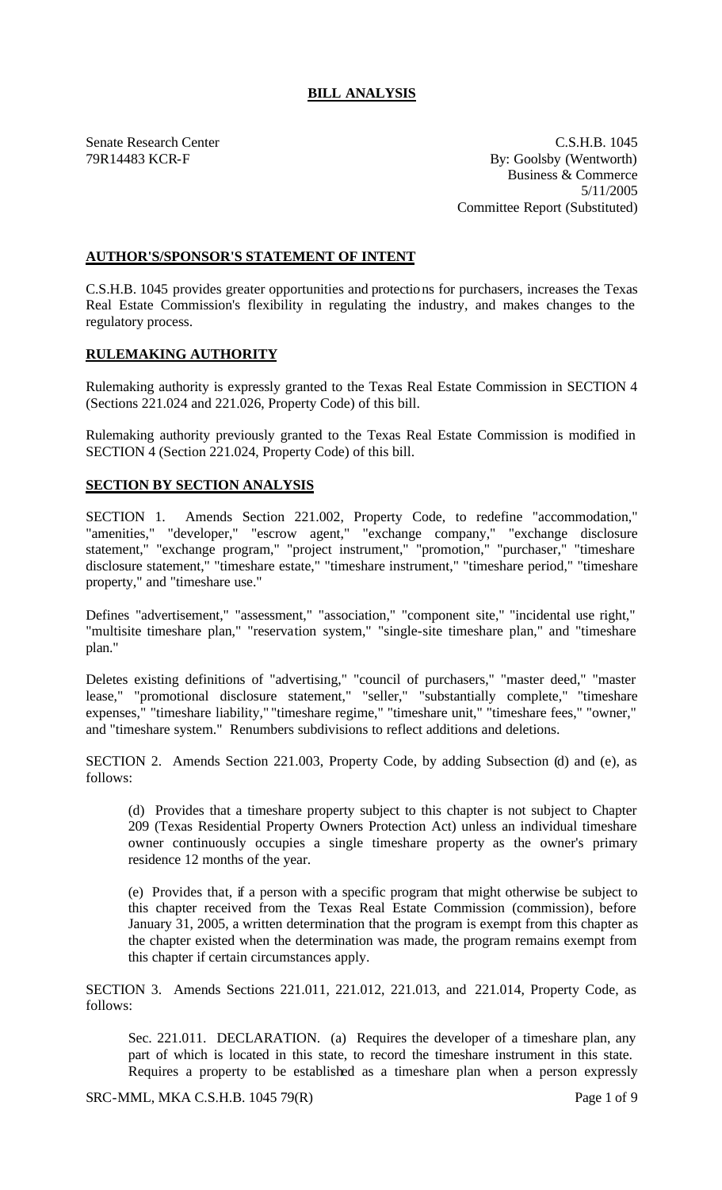## BILL ANALYSIS

Senate Research Center
79R14483 KCR-F

C.S.H.B. 1045
By: Goolsby (Wentworth)
Business & Commerce
5/11/2005
Committee Report (Substituted)

### AUTHOR'S/SPONSOR'S STATEMENT OF INTENT

C.S.H.B. 1045 provides greater opportunities and protections for purchasers, increases the Texas Real Estate Commission's flexibility in regulating the industry, and makes changes to the regulatory process.

### RULEMAKING AUTHORITY

Rulemaking authority is expressly granted to the Texas Real Estate Commission in SECTION 4 (Sections 221.024 and 221.026, Property Code) of this bill.

Rulemaking authority previously granted to the Texas Real Estate Commission is modified in SECTION 4 (Section 221.024, Property Code) of this bill.

### SECTION BY SECTION ANALYSIS

SECTION 1. Amends Section 221.002, Property Code, to redefine "accommodation," "amenities," "developer," "escrow agent," "exchange company," "exchange disclosure statement," "exchange program," "project instrument," "promotion," "purchaser," "timeshare disclosure statement," "timeshare estate," "timeshare instrument," "timeshare period," "timeshare property," and "timeshare use."

Defines "advertisement," "assessment," "association," "component site," "incidental use right," "multisite timeshare plan," "reservation system," "single-site timeshare plan," and "timeshare plan."

Deletes existing definitions of "advertising," "council of purchasers," "master deed," "master lease," "promotional disclosure statement," "seller," "substantially complete," "timeshare expenses," "timeshare liability," "timeshare regime," "timeshare unit," "timeshare fees," "owner," and "timeshare system." Renumbers subdivisions to reflect additions and deletions.

SECTION 2. Amends Section 221.003, Property Code, by adding Subsection (d) and (e), as follows:

(d) Provides that a timeshare property subject to this chapter is not subject to Chapter 209 (Texas Residential Property Owners Protection Act) unless an individual timeshare owner continuously occupies a single timeshare property as the owner's primary residence 12 months of the year.

(e) Provides that, if a person with a specific program that might otherwise be subject to this chapter received from the Texas Real Estate Commission (commission), before January 31, 2005, a written determination that the program is exempt from this chapter as the chapter existed when the determination was made, the program remains exempt from this chapter if certain circumstances apply.

SECTION 3. Amends Sections 221.011, 221.012, 221.013, and 221.014, Property Code, as follows:

Sec. 221.011. DECLARATION. (a) Requires the developer of a timeshare plan, any part of which is located in this state, to record the timeshare instrument in this state. Requires a property to be established as a timeshare plan when a person expressly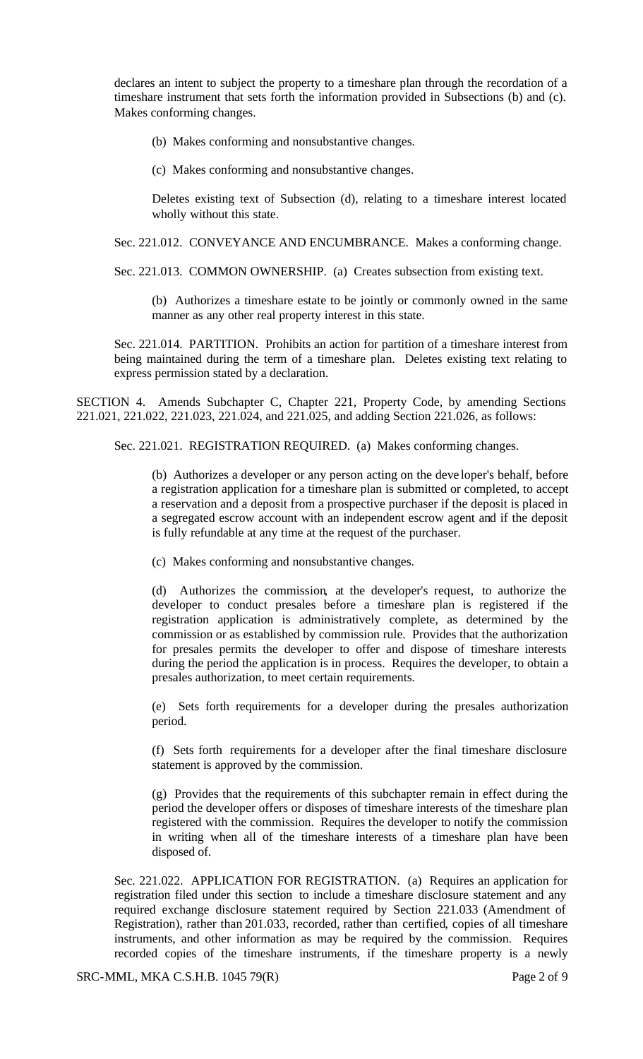declares an intent to subject the property to a timeshare plan through the recordation of a timeshare instrument that sets forth the information provided in Subsections (b) and (c). Makes conforming changes.

(b) Makes conforming and nonsubstantive changes.

(c) Makes conforming and nonsubstantive changes.

Deletes existing text of Subsection (d), relating to a timeshare interest located wholly without this state.

Sec. 221.012. CONVEYANCE AND ENCUMBRANCE. Makes a conforming change.

Sec. 221.013. COMMON OWNERSHIP. (a) Creates subsection from existing text.

(b) Authorizes a timeshare estate to be jointly or commonly owned in the same manner as any other real property interest in this state.

Sec. 221.014. PARTITION. Prohibits an action for partition of a timeshare interest from being maintained during the term of a timeshare plan. Deletes existing text relating to express permission stated by a declaration.

SECTION 4. Amends Subchapter C, Chapter 221, Property Code, by amending Sections 221.021, 221.022, 221.023, 221.024, and 221.025, and adding Section 221.026, as follows:

Sec. 221.021. REGISTRATION REQUIRED. (a) Makes conforming changes.

(b) Authorizes a developer or any person acting on the developer's behalf, before a registration application for a timeshare plan is submitted or completed, to accept a reservation and a deposit from a prospective purchaser if the deposit is placed in a segregated escrow account with an independent escrow agent and if the deposit is fully refundable at any time at the request of the purchaser.

(c) Makes conforming and nonsubstantive changes.

(d) Authorizes the commission, at the developer's request, to authorize the developer to conduct presales before a timeshare plan is registered if the registration application is administratively complete, as determined by the commission or as established by commission rule. Provides that the authorization for presales permits the developer to offer and dispose of timeshare interests during the period the application is in process. Requires the developer, to obtain a presales authorization, to meet certain requirements.

(e) Sets forth requirements for a developer during the presales authorization period.

(f) Sets forth requirements for a developer after the final timeshare disclosure statement is approved by the commission.

(g) Provides that the requirements of this subchapter remain in effect during the period the developer offers or disposes of timeshare interests of the timeshare plan registered with the commission. Requires the developer to notify the commission in writing when all of the timeshare interests of a timeshare plan have been disposed of.

Sec. 221.022. APPLICATION FOR REGISTRATION. (a) Requires an application for registration filed under this section to include a timeshare disclosure statement and any required exchange disclosure statement required by Section 221.033 (Amendment of Registration), rather than 201.033, recorded, rather than certified, copies of all timeshare instruments, and other information as may be required by the commission. Requires recorded copies of the timeshare instruments, if the timeshare property is a newly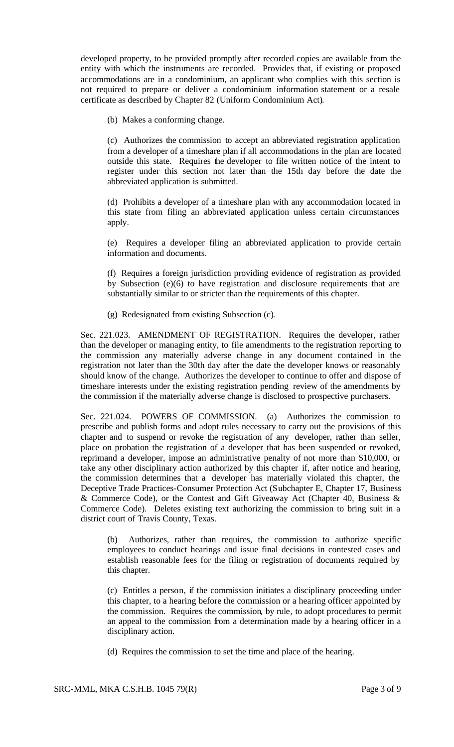developed property, to be provided promptly after recorded copies are available from the entity with which the instruments are recorded. Provides that, if existing or proposed accommodations are in a condominium, an applicant who complies with this section is not required to prepare or deliver a condominium information statement or a resale certificate as described by Chapter 82 (Uniform Condominium Act).

(b) Makes a conforming change.

(c) Authorizes the commission to accept an abbreviated registration application from a developer of a timeshare plan if all accommodations in the plan are located outside this state. Requires the developer to file written notice of the intent to register under this section not later than the 15th day before the date the abbreviated application is submitted.

(d) Prohibits a developer of a timeshare plan with any accommodation located in this state from filing an abbreviated application unless certain circumstances apply.

(e) Requires a developer filing an abbreviated application to provide certain information and documents.

(f) Requires a foreign jurisdiction providing evidence of registration as provided by Subsection (e)(6) to have registration and disclosure requirements that are substantially similar to or stricter than the requirements of this chapter.

(g) Redesignated from existing Subsection (c).

Sec. 221.023. AMENDMENT OF REGISTRATION. Requires the developer, rather than the developer or managing entity, to file amendments to the registration reporting to the commission any materially adverse change in any document contained in the registration not later than the 30th day after the date the developer knows or reasonably should know of the change. Authorizes the developer to continue to offer and dispose of timeshare interests under the existing registration pending review of the amendments by the commission if the materially adverse change is disclosed to prospective purchasers.

Sec. 221.024. POWERS OF COMMISSION. (a) Authorizes the commission to prescribe and publish forms and adopt rules necessary to carry out the provisions of this chapter and to suspend or revoke the registration of any developer, rather than seller, place on probation the registration of a developer that has been suspended or revoked, reprimand a developer, impose an administrative penalty of not more than $10,000, or take any other disciplinary action authorized by this chapter if, after notice and hearing, the commission determines that a developer has materially violated this chapter, the Deceptive Trade Practices-Consumer Protection Act (Subchapter E, Chapter 17, Business & Commerce Code), or the Contest and Gift Giveaway Act (Chapter 40, Business & Commerce Code). Deletes existing text authorizing the commission to bring suit in a district court of Travis County, Texas.

(b) Authorizes, rather than requires, the commission to authorize specific employees to conduct hearings and issue final decisions in contested cases and establish reasonable fees for the filing or registration of documents required by this chapter.

(c) Entitles a person, if the commission initiates a disciplinary proceeding under this chapter, to a hearing before the commission or a hearing officer appointed by the commission. Requires the commission, by rule, to adopt procedures to permit an appeal to the commission from a determination made by a hearing officer in a disciplinary action.

(d) Requires the commission to set the time and place of the hearing.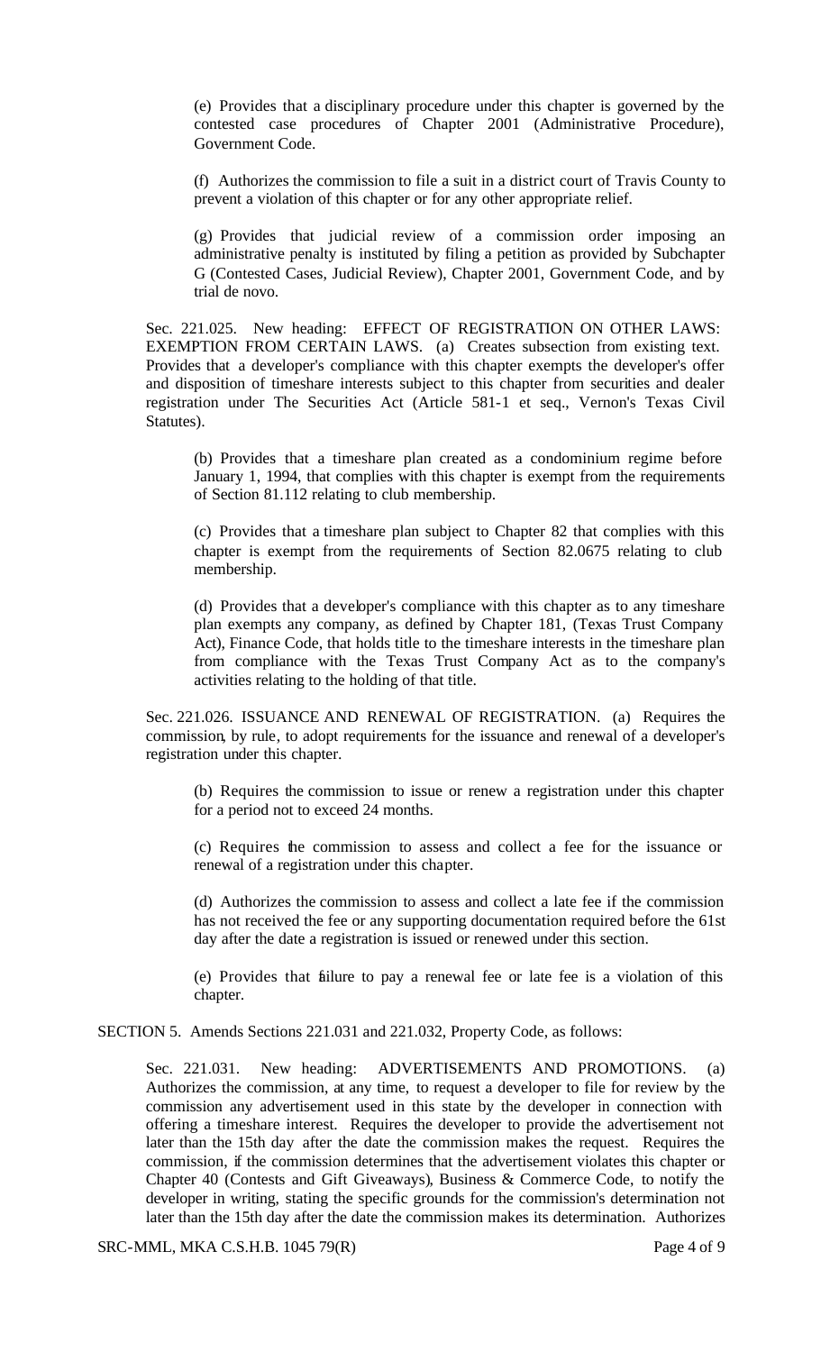(e) Provides that a disciplinary procedure under this chapter is governed by the contested case procedures of Chapter 2001 (Administrative Procedure), Government Code.

(f) Authorizes the commission to file a suit in a district court of Travis County to prevent a violation of this chapter or for any other appropriate relief.

(g) Provides that judicial review of a commission order imposing an administrative penalty is instituted by filing a petition as provided by Subchapter G (Contested Cases, Judicial Review), Chapter 2001, Government Code, and by trial de novo.

Sec. 221.025. New heading: EFFECT OF REGISTRATION ON OTHER LAWS: EXEMPTION FROM CERTAIN LAWS. (a) Creates subsection from existing text. Provides that a developer's compliance with this chapter exempts the developer's offer and disposition of timeshare interests subject to this chapter from securities and dealer registration under The Securities Act (Article 581-1 et seq., Vernon's Texas Civil Statutes).

(b) Provides that a timeshare plan created as a condominium regime before January 1, 1994, that complies with this chapter is exempt from the requirements of Section 81.112 relating to club membership.

(c) Provides that a timeshare plan subject to Chapter 82 that complies with this chapter is exempt from the requirements of Section 82.0675 relating to club membership.

(d) Provides that a developer's compliance with this chapter as to any timeshare plan exempts any company, as defined by Chapter 181, (Texas Trust Company Act), Finance Code, that holds title to the timeshare interests in the timeshare plan from compliance with the Texas Trust Company Act as to the company's activities relating to the holding of that title.

Sec. 221.026. ISSUANCE AND RENEWAL OF REGISTRATION. (a) Requires the commission, by rule, to adopt requirements for the issuance and renewal of a developer's registration under this chapter.

(b) Requires the commission to issue or renew a registration under this chapter for a period not to exceed 24 months.

(c) Requires the commission to assess and collect a fee for the issuance or renewal of a registration under this chapter.

(d) Authorizes the commission to assess and collect a late fee if the commission has not received the fee or any supporting documentation required before the 61st day after the date a registration is issued or renewed under this section.

(e) Provides that failure to pay a renewal fee or late fee is a violation of this chapter.

SECTION 5. Amends Sections 221.031 and 221.032, Property Code, as follows:

Sec. 221.031. New heading: ADVERTISEMENTS AND PROMOTIONS. (a) Authorizes the commission, at any time, to request a developer to file for review by the commission any advertisement used in this state by the developer in connection with offering a timeshare interest. Requires the developer to provide the advertisement not later than the 15th day after the date the commission makes the request. Requires the commission, if the commission determines that the advertisement violates this chapter or Chapter 40 (Contests and Gift Giveaways), Business & Commerce Code, to notify the developer in writing, stating the specific grounds for the commission's determination not later than the 15th day after the date the commission makes its determination. Authorizes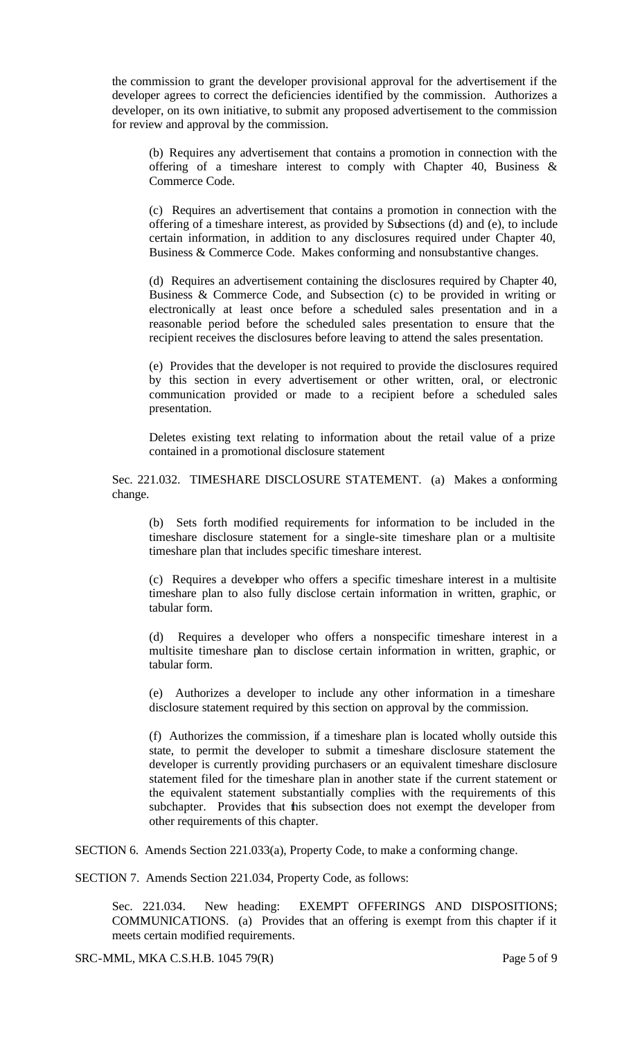the commission to grant the developer provisional approval for the advertisement if the developer agrees to correct the deficiencies identified by the commission. Authorizes a developer, on its own initiative, to submit any proposed advertisement to the commission for review and approval by the commission.

(b) Requires any advertisement that contains a promotion in connection with the offering of a timeshare interest to comply with Chapter 40, Business & Commerce Code.

(c) Requires an advertisement that contains a promotion in connection with the offering of a timeshare interest, as provided by Subsections (d) and (e), to include certain information, in addition to any disclosures required under Chapter 40, Business & Commerce Code. Makes conforming and nonsubstantive changes.

(d) Requires an advertisement containing the disclosures required by Chapter 40, Business & Commerce Code, and Subsection (c) to be provided in writing or electronically at least once before a scheduled sales presentation and in a reasonable period before the scheduled sales presentation to ensure that the recipient receives the disclosures before leaving to attend the sales presentation.

(e) Provides that the developer is not required to provide the disclosures required by this section in every advertisement or other written, oral, or electronic communication provided or made to a recipient before a scheduled sales presentation.

Deletes existing text relating to information about the retail value of a prize contained in a promotional disclosure statement

Sec. 221.032. TIMESHARE DISCLOSURE STATEMENT. (a) Makes a conforming change.

(b) Sets forth modified requirements for information to be included in the timeshare disclosure statement for a single-site timeshare plan or a multisite timeshare plan that includes specific timeshare interest.

(c) Requires a developer who offers a specific timeshare interest in a multisite timeshare plan to also fully disclose certain information in written, graphic, or tabular form.

(d) Requires a developer who offers a nonspecific timeshare interest in a multisite timeshare plan to disclose certain information in written, graphic, or tabular form.

(e) Authorizes a developer to include any other information in a timeshare disclosure statement required by this section on approval by the commission.

(f) Authorizes the commission, if a timeshare plan is located wholly outside this state, to permit the developer to submit a timeshare disclosure statement the developer is currently providing purchasers or an equivalent timeshare disclosure statement filed for the timeshare plan in another state if the current statement or the equivalent statement substantially complies with the requirements of this subchapter. Provides that this subsection does not exempt the developer from other requirements of this chapter.

SECTION 6. Amends Section 221.033(a), Property Code, to make a conforming change.

SECTION 7. Amends Section 221.034, Property Code, as follows:

Sec. 221.034. New heading: EXEMPT OFFERINGS AND DISPOSITIONS; COMMUNICATIONS. (a) Provides that an offering is exempt from this chapter if it meets certain modified requirements.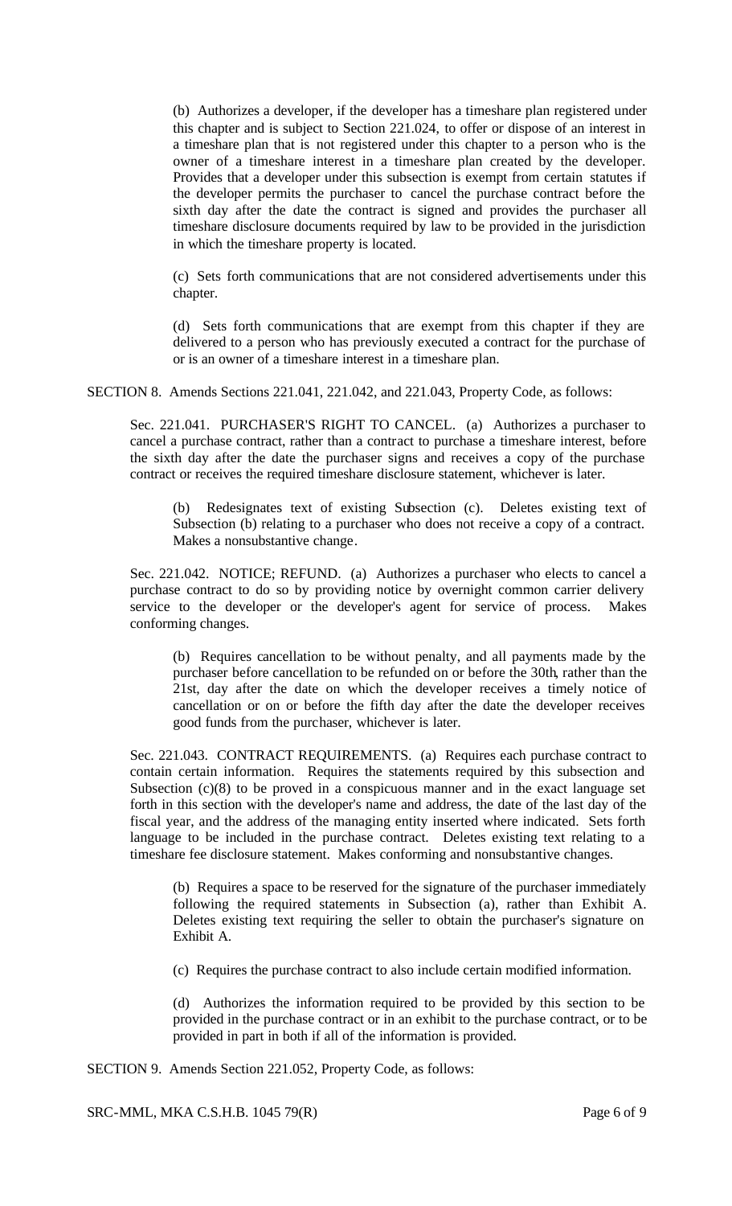(b) Authorizes a developer, if the developer has a timeshare plan registered under this chapter and is subject to Section 221.024, to offer or dispose of an interest in a timeshare plan that is not registered under this chapter to a person who is the owner of a timeshare interest in a timeshare plan created by the developer. Provides that a developer under this subsection is exempt from certain statutes if the developer permits the purchaser to cancel the purchase contract before the sixth day after the date the contract is signed and provides the purchaser all timeshare disclosure documents required by law to be provided in the jurisdiction in which the timeshare property is located.

(c) Sets forth communications that are not considered advertisements under this chapter.

(d) Sets forth communications that are exempt from this chapter if they are delivered to a person who has previously executed a contract for the purchase of or is an owner of a timeshare interest in a timeshare plan.

SECTION 8. Amends Sections 221.041, 221.042, and 221.043, Property Code, as follows:

Sec. 221.041. PURCHASER'S RIGHT TO CANCEL. (a) Authorizes a purchaser to cancel a purchase contract, rather than a contract to purchase a timeshare interest, before the sixth day after the date the purchaser signs and receives a copy of the purchase contract or receives the required timeshare disclosure statement, whichever is later.

(b) Redesignates text of existing Subsection (c). Deletes existing text of Subsection (b) relating to a purchaser who does not receive a copy of a contract. Makes a nonsubstantive change.

Sec. 221.042. NOTICE; REFUND. (a) Authorizes a purchaser who elects to cancel a purchase contract to do so by providing notice by overnight common carrier delivery service to the developer or the developer's agent for service of process. Makes conforming changes.

(b) Requires cancellation to be without penalty, and all payments made by the purchaser before cancellation to be refunded on or before the 30th, rather than the 21st, day after the date on which the developer receives a timely notice of cancellation or on or before the fifth day after the date the developer receives good funds from the purchaser, whichever is later.

Sec. 221.043. CONTRACT REQUIREMENTS. (a) Requires each purchase contract to contain certain information. Requires the statements required by this subsection and Subsection (c)(8) to be proved in a conspicuous manner and in the exact language set forth in this section with the developer's name and address, the date of the last day of the fiscal year, and the address of the managing entity inserted where indicated. Sets forth language to be included in the purchase contract. Deletes existing text relating to a timeshare fee disclosure statement. Makes conforming and nonsubstantive changes.

(b) Requires a space to be reserved for the signature of the purchaser immediately following the required statements in Subsection (a), rather than Exhibit A. Deletes existing text requiring the seller to obtain the purchaser's signature on Exhibit A.

(c) Requires the purchase contract to also include certain modified information.

(d) Authorizes the information required to be provided by this section to be provided in the purchase contract or in an exhibit to the purchase contract, or to be provided in part in both if all of the information is provided.

SECTION 9. Amends Section 221.052, Property Code, as follows: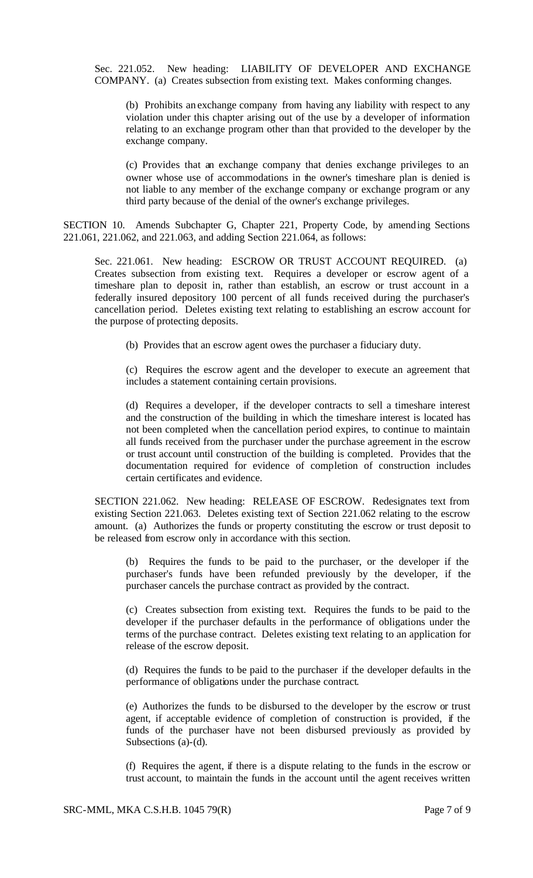Sec. 221.052. New heading: LIABILITY OF DEVELOPER AND EXCHANGE COMPANY. (a) Creates subsection from existing text. Makes conforming changes.

> (b) Prohibits an exchange company from having any liability with respect to any violation under this chapter arising out of the use by a developer of information relating to an exchange program other than that provided to the developer by the exchange company.
>
> (c) Provides that an exchange company that denies exchange privileges to an owner whose use of accommodations in the owner's timeshare plan is denied is not liable to any member of the exchange company or exchange program or any third party because of the denial of the owner's exchange privileges.

SECTION 10. Amends Subchapter G, Chapter 221, Property Code, by amending Sections 221.061, 221.062, and 221.063, and adding Section 221.064, as follows:

> Sec. 221.061. New heading: ESCROW OR TRUST ACCOUNT REQUIRED. (a) Creates subsection from existing text. Requires a developer or escrow agent of a timeshare plan to deposit in, rather than establish, an escrow or trust account in a federally insured depository 100 percent of all funds received during the purchaser's cancellation period. Deletes existing text relating to establishing an escrow account for the purpose of protecting deposits.
>
> > (b) Provides that an escrow agent owes the purchaser a fiduciary duty.
> >
> > (c) Requires the escrow agent and the developer to execute an agreement that includes a statement containing certain provisions.
> >
> > (d) Requires a developer, if the developer contracts to sell a timeshare interest and the construction of the building in which the timeshare interest is located has not been completed when the cancellation period expires, to continue to maintain all funds received from the purchaser under the purchase agreement in the escrow or trust account until construction of the building is completed. Provides that the documentation required for evidence of completion of construction includes certain certificates and evidence.

SECTION 221.062. New heading: RELEASE OF ESCROW. Redesignates text from existing Section 221.063. Deletes existing text of Section 221.062 relating to the escrow amount. (a) Authorizes the funds or property constituting the escrow or trust deposit to be released from escrow only in accordance with this section.

> (b) Requires the funds to be paid to the purchaser, or the developer if the purchaser's funds have been refunded previously by the developer, if the purchaser cancels the purchase contract as provided by the contract.
>
> (c) Creates subsection from existing text. Requires the funds to be paid to the developer if the purchaser defaults in the performance of obligations under the terms of the purchase contract. Deletes existing text relating to an application for release of the escrow deposit.
>
> (d) Requires the funds to be paid to the purchaser if the developer defaults in the performance of obligations under the purchase contract.
>
> (e) Authorizes the funds to be disbursed to the developer by the escrow or trust agent, if acceptable evidence of completion of construction is provided, if the funds of the purchaser have not been disbursed previously as provided by Subsections (a)-(d).
>
> (f) Requires the agent, if there is a dispute relating to the funds in the escrow or trust account, to maintain the funds in the account until the agent receives written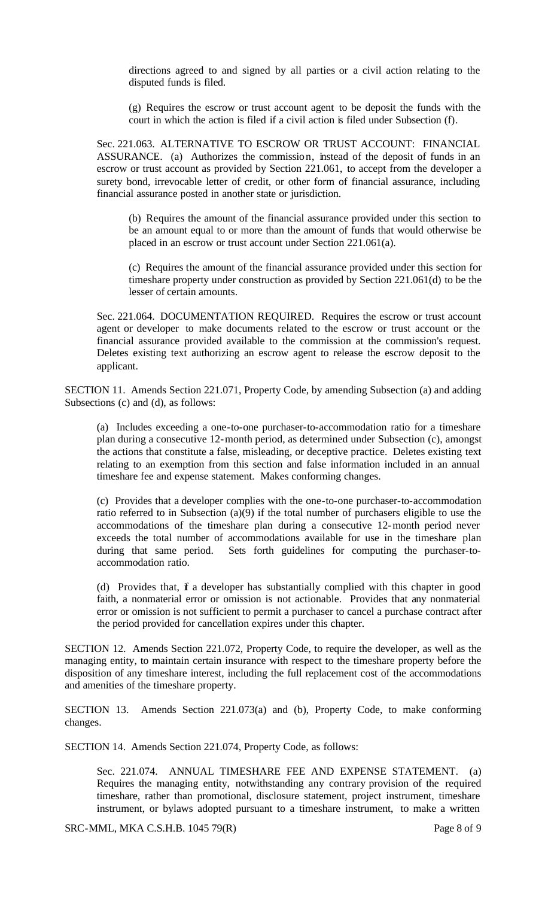directions agreed to and signed by all parties or a civil action relating to the disputed funds is filed.

(g) Requires the escrow or trust account agent to be deposit the funds with the court in which the action is filed if a civil action is filed under Subsection (f).

Sec. 221.063. ALTERNATIVE TO ESCROW OR TRUST ACCOUNT: FINANCIAL ASSURANCE. (a) Authorizes the commission, instead of the deposit of funds in an escrow or trust account as provided by Section 221.061, to accept from the developer a surety bond, irrevocable letter of credit, or other form of financial assurance, including financial assurance posted in another state or jurisdiction.

(b) Requires the amount of the financial assurance provided under this section to be an amount equal to or more than the amount of funds that would otherwise be placed in an escrow or trust account under Section 221.061(a).

(c) Requires the amount of the financial assurance provided under this section for timeshare property under construction as provided by Section 221.061(d) to be the lesser of certain amounts.

Sec. 221.064. DOCUMENTATION REQUIRED. Requires the escrow or trust account agent or developer to make documents related to the escrow or trust account or the financial assurance provided available to the commission at the commission's request. Deletes existing text authorizing an escrow agent to release the escrow deposit to the applicant.

SECTION 11. Amends Section 221.071, Property Code, by amending Subsection (a) and adding Subsections (c) and (d), as follows:

(a) Includes exceeding a one-to-one purchaser-to-accommodation ratio for a timeshare plan during a consecutive 12-month period, as determined under Subsection (c), amongst the actions that constitute a false, misleading, or deceptive practice. Deletes existing text relating to an exemption from this section and false information included in an annual timeshare fee and expense statement. Makes conforming changes.

(c) Provides that a developer complies with the one-to-one purchaser-to-accommodation ratio referred to in Subsection (a)(9) if the total number of purchasers eligible to use the accommodations of the timeshare plan during a consecutive 12-month period never exceeds the total number of accommodations available for use in the timeshare plan during that same period. Sets forth guidelines for computing the purchaser-to-accommodation ratio.

(d) Provides that, if a developer has substantially complied with this chapter in good faith, a nonmaterial error or omission is not actionable. Provides that any nonmaterial error or omission is not sufficient to permit a purchaser to cancel a purchase contract after the period provided for cancellation expires under this chapter.

SECTION 12. Amends Section 221.072, Property Code, to require the developer, as well as the managing entity, to maintain certain insurance with respect to the timeshare property before the disposition of any timeshare interest, including the full replacement cost of the accommodations and amenities of the timeshare property.

SECTION 13. Amends Section 221.073(a) and (b), Property Code, to make conforming changes.

SECTION 14. Amends Section 221.074, Property Code, as follows:

Sec. 221.074. ANNUAL TIMESHARE FEE AND EXPENSE STATEMENT. (a) Requires the managing entity, notwithstanding any contrary provision of the required timeshare, rather than promotional, disclosure statement, project instrument, timeshare instrument, or bylaws adopted pursuant to a timeshare instrument, to make a written

SRC-MML, MKA C.S.H.B. 1045 79(R)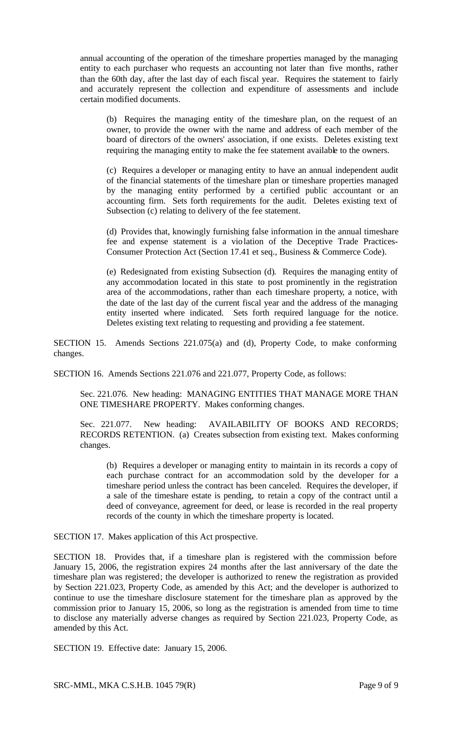annual accounting of the operation of the timeshare properties managed by the managing entity to each purchaser who requests an accounting not later than five months, rather than the 60th day, after the last day of each fiscal year. Requires the statement to fairly and accurately represent the collection and expenditure of assessments and include certain modified documents.

(b) Requires the managing entity of the timeshare plan, on the request of an owner, to provide the owner with the name and address of each member of the board of directors of the owners' association, if one exists. Deletes existing text requiring the managing entity to make the fee statement available to the owners.

(c) Requires a developer or managing entity to have an annual independent audit of the financial statements of the timeshare plan or timeshare properties managed by the managing entity performed by a certified public accountant or an accounting firm. Sets forth requirements for the audit. Deletes existing text of Subsection (c) relating to delivery of the fee statement.

(d) Provides that, knowingly furnishing false information in the annual timeshare fee and expense statement is a violation of the Deceptive Trade Practices-Consumer Protection Act (Section 17.41 et seq., Business & Commerce Code).

(e) Redesignated from existing Subsection (d). Requires the managing entity of any accommodation located in this state to post prominently in the registration area of the accommodations, rather than each timeshare property, a notice, with the date of the last day of the current fiscal year and the address of the managing entity inserted where indicated. Sets forth required language for the notice. Deletes existing text relating to requesting and providing a fee statement.

SECTION 15. Amends Sections 221.075(a) and (d), Property Code, to make conforming changes.

SECTION 16. Amends Sections 221.076 and 221.077, Property Code, as follows:

Sec. 221.076. New heading: MANAGING ENTITIES THAT MANAGE MORE THAN ONE TIMESHARE PROPERTY. Makes conforming changes.

Sec. 221.077. New heading: AVAILABILITY OF BOOKS AND RECORDS; RECORDS RETENTION. (a) Creates subsection from existing text. Makes conforming changes.

(b) Requires a developer or managing entity to maintain in its records a copy of each purchase contract for an accommodation sold by the developer for a timeshare period unless the contract has been canceled. Requires the developer, if a sale of the timeshare estate is pending, to retain a copy of the contract until a deed of conveyance, agreement for deed, or lease is recorded in the real property records of the county in which the timeshare property is located.

SECTION 17. Makes application of this Act prospective.

SECTION 18. Provides that, if a timeshare plan is registered with the commission before January 15, 2006, the registration expires 24 months after the last anniversary of the date the timeshare plan was registered; the developer is authorized to renew the registration as provided by Section 221.023, Property Code, as amended by this Act; and the developer is authorized to continue to use the timeshare disclosure statement for the timeshare plan as approved by the commission prior to January 15, 2006, so long as the registration is amended from time to time to disclose any materially adverse changes as required by Section 221.023, Property Code, as amended by this Act.

SECTION 19. Effective date: January 15, 2006.